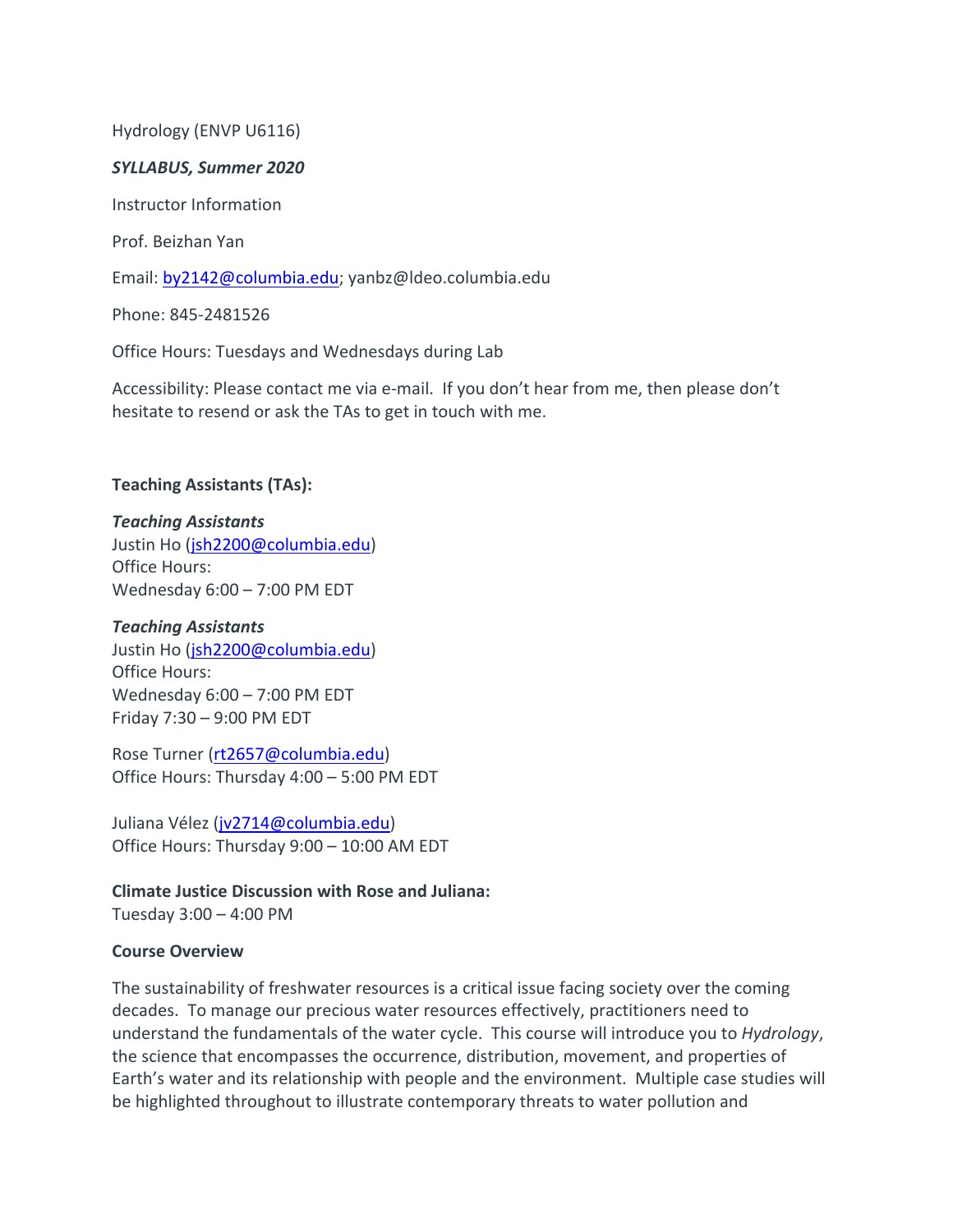Hydrology (ENVP U6116)

***SYLLABUS, Summer 2020***

Instructor Information

Prof. Beizhan Yan

Email: by2142@columbia.edu; yanbz@ldeo.columbia.edu

Phone: 845-2481526

Office Hours: Tuesdays and Wednesdays during Lab

Accessibility: Please contact me via e-mail. If you don't hear from me, then please don't hesitate to resend or ask the TAs to get in touch with me.

**Teaching Assistants (TAs):**

***Teaching Assistants***
Justin Ho (jsh2200@columbia.edu)
Office Hours:
Wednesday 6:00 – 7:00 PM EDT

***Teaching Assistants***
Justin Ho (jsh2200@columbia.edu)
Office Hours:
Wednesday 6:00 – 7:00 PM EDT
Friday 7:30 – 9:00 PM EDT

Rose Turner (rt2657@columbia.edu)
Office Hours: Thursday 4:00 – 5:00 PM EDT

Juliana Vélez (jv2714@columbia.edu)
Office Hours: Thursday 9:00 – 10:00 AM EDT

**Climate Justice Discussion with Rose and Juliana:**
Tuesday 3:00 – 4:00 PM

**Course Overview**

The sustainability of freshwater resources is a critical issue facing society over the coming decades. To manage our precious water resources effectively, practitioners need to understand the fundamentals of the water cycle. This course will introduce you to *Hydrology*, the science that encompasses the occurrence, distribution, movement, and properties of Earth's water and its relationship with people and the environment. Multiple case studies will be highlighted throughout to illustrate contemporary threats to water pollution and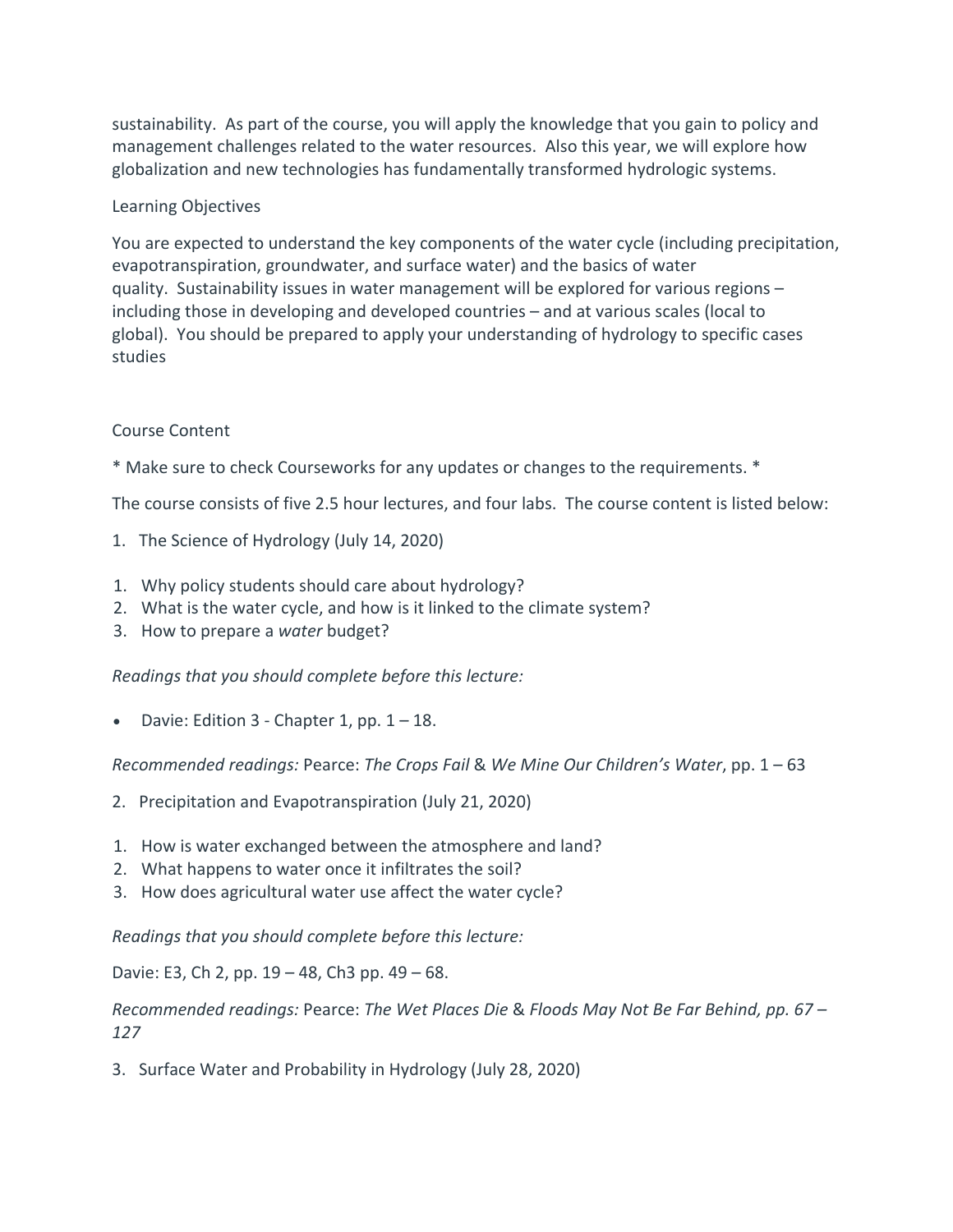sustainability. As part of the course, you will apply the knowledge that you gain to policy and management challenges related to the water resources. Also this year, we will explore how globalization and new technologies has fundamentally transformed hydrologic systems.

## Learning Objectives

You are expected to understand the key components of the water cycle (including precipitation, evapotranspiration, groundwater, and surface water) and the basics of water quality. Sustainability issues in water management will be explored for various regions – including those in developing and developed countries – and at various scales (local to global). You should be prepared to apply your understanding of hydrology to specific cases studies

## Course Content

* Make sure to check Courseworks for any updates or changes to the requirements. *

The course consists of five 2.5 hour lectures, and four labs. The course content is listed below:

1. The Science of Hydrology (July 14, 2020)

1. Why policy students should care about hydrology?
2. What is the water cycle, and how is it linked to the climate system?
3. How to prepare a *water* budget?

*Readings that you should complete before this lecture:*

- Davie: Edition 3 - Chapter 1, pp. 1 – 18.

*Recommended readings:* Pearce: *The Crops Fail* & *We Mine Our Children's Water*, pp. 1 – 63

2. Precipitation and Evapotranspiration (July 21, 2020)

1. How is water exchanged between the atmosphere and land?
2. What happens to water once it infiltrates the soil?
3. How does agricultural water use affect the water cycle?

*Readings that you should complete before this lecture:*

Davie: E3, Ch 2, pp. 19 – 48, Ch3 pp. 49 – 68.

*Recommended readings:* Pearce: *The Wet Places Die* & *Floods May Not Be Far Behind, pp. 67 – 127*

3. Surface Water and Probability in Hydrology (July 28, 2020)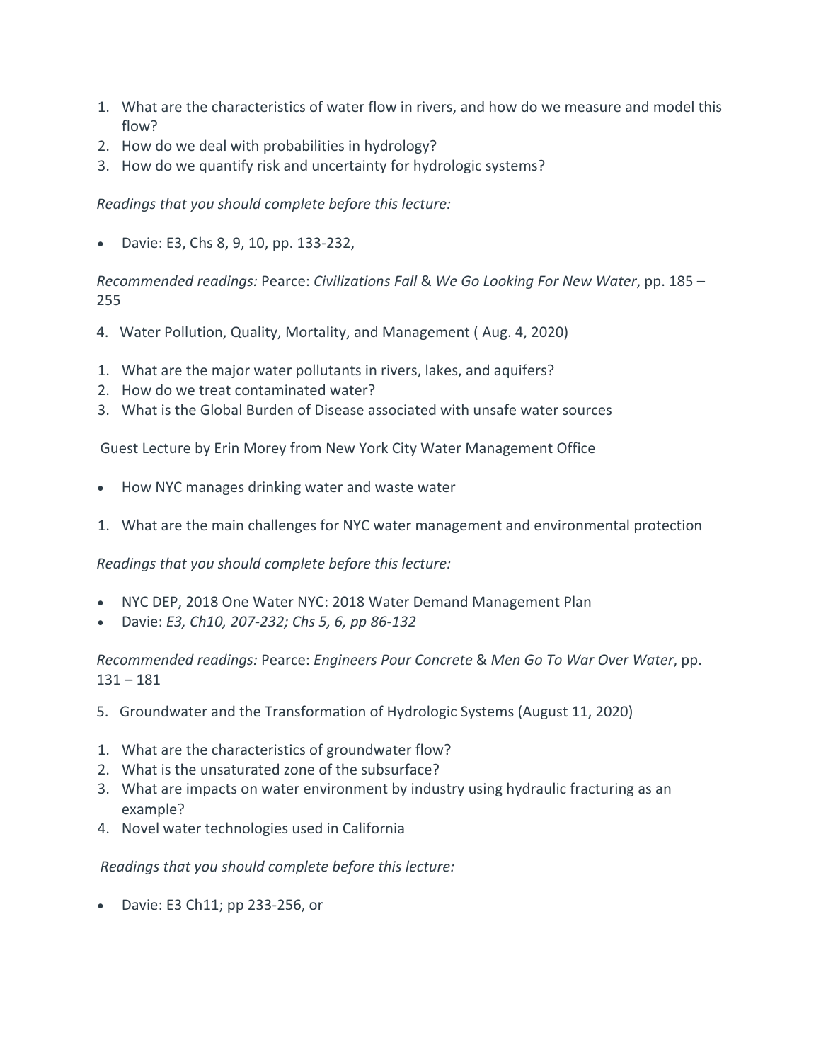1. What are the characteristics of water flow in rivers, and how do we measure and model this flow?
2. How do we deal with probabilities in hydrology?
3. How do we quantify risk and uncertainty for hydrologic systems?

*Readings that you should complete before this lecture:*

- Davie: E3, Chs 8, 9, 10, pp. 133-232,

*Recommended readings:* Pearce: *Civilizations Fall* & *We Go Looking For New Water*, pp. 185 – 255

4. Water Pollution, Quality, Mortality, and Management ( Aug. 4, 2020)

1. What are the major water pollutants in rivers, lakes, and aquifers?
2. How do we treat contaminated water?
3. What is the Global Burden of Disease associated with unsafe water sources

Guest Lecture by Erin Morey from New York City Water Management Office

- How NYC manages drinking water and waste water

1. What are the main challenges for NYC water management and environmental protection

*Readings that you should complete before this lecture:*

- NYC DEP, 2018 One Water NYC: 2018 Water Demand Management Plan
- Davie: *E3, Ch10, 207-232; Chs 5, 6, pp 86-132*

*Recommended readings:* Pearce: *Engineers Pour Concrete* & *Men Go To War Over Water*, pp. 131 – 181

5. Groundwater and the Transformation of Hydrologic Systems (August 11, 2020)

1. What are the characteristics of groundwater flow?
2. What is the unsaturated zone of the subsurface?
3. What are impacts on water environment by industry using hydraulic fracturing as an example?
4. Novel water technologies used in California

*Readings that you should complete before this lecture:*

- Davie: E3 Ch11; pp 233-256, or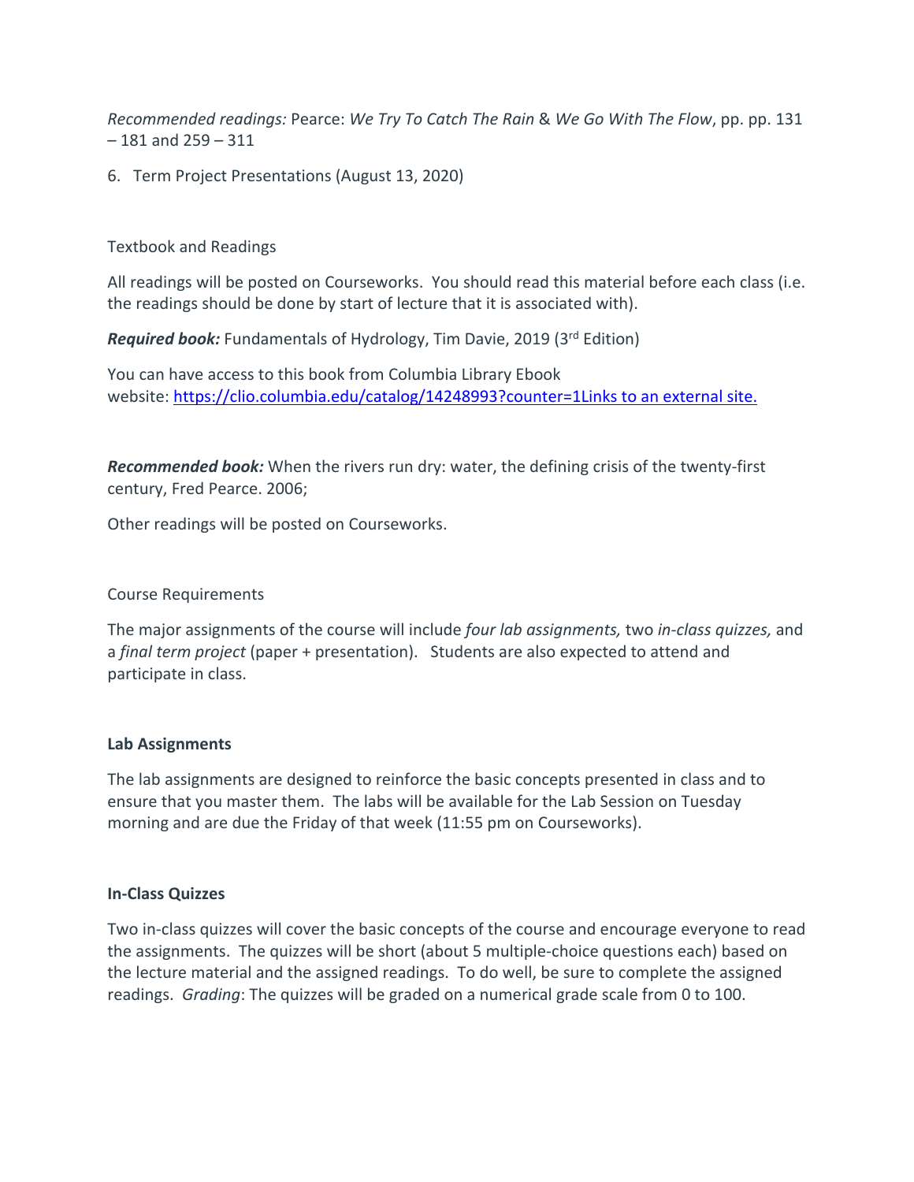*Recommended readings:* Pearce: *We Try To Catch The Rain* & *We Go With The Flow*, pp. pp. 131 – 181 and 259 – 311

6. Term Project Presentations (August 13, 2020)

Textbook and Readings

All readings will be posted on Courseworks. You should read this material before each class (i.e. the readings should be done by start of lecture that it is associated with).

***Required book:*** Fundamentals of Hydrology, Tim Davie, 2019 (3rd Edition)

You can have access to this book from Columbia Library Ebook website: [https://clio.columbia.edu/catalog/14248993?counter=1Links to an external site.](https://clio.columbia.edu/catalog/14248993?counter=1)

***Recommended book:*** When the rivers run dry: water, the defining crisis of the twenty-first century, Fred Pearce. 2006;

Other readings will be posted on Courseworks.

Course Requirements

The major assignments of the course will include *four lab assignments,* two *in-class quizzes,* and a *final term project* (paper + presentation). Students are also expected to attend and participate in class.

**Lab Assignments**

The lab assignments are designed to reinforce the basic concepts presented in class and to ensure that you master them. The labs will be available for the Lab Session on Tuesday morning and are due the Friday of that week (11:55 pm on Courseworks).

**In-Class Quizzes**

Two in-class quizzes will cover the basic concepts of the course and encourage everyone to read the assignments. The quizzes will be short (about 5 multiple-choice questions each) based on the lecture material and the assigned readings. To do well, be sure to complete the assigned readings. *Grading*: The quizzes will be graded on a numerical grade scale from 0 to 100.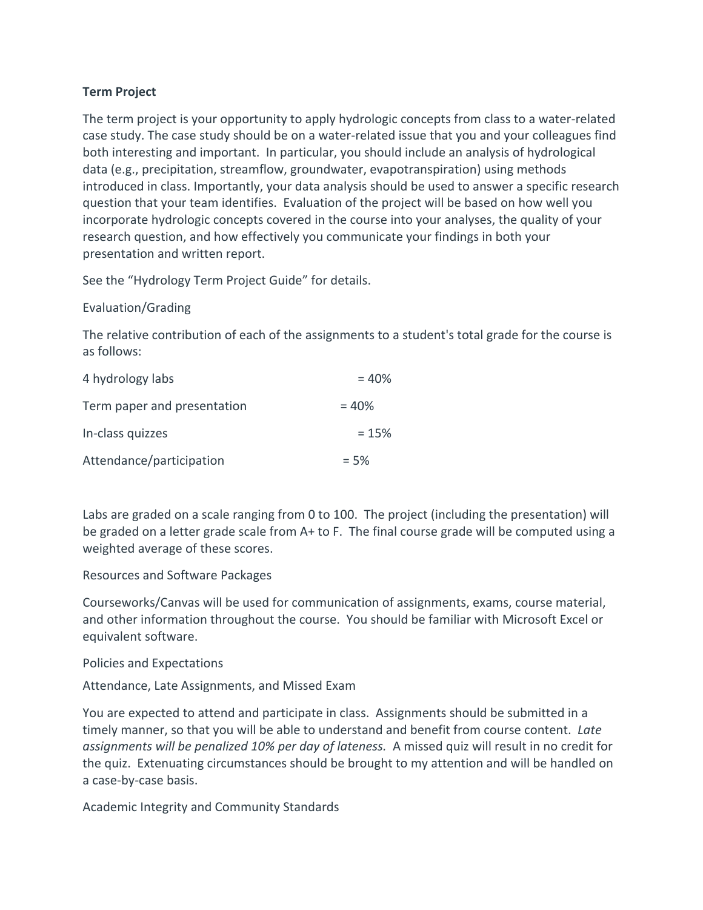**Term Project**

The term project is your opportunity to apply hydrologic concepts from class to a water-related case study. The case study should be on a water-related issue that you and your colleagues find both interesting and important. In particular, you should include an analysis of hydrological data (e.g., precipitation, streamflow, groundwater, evapotranspiration) using methods introduced in class. Importantly, your data analysis should be used to answer a specific research question that your team identifies. Evaluation of the project will be based on how well you incorporate hydrologic concepts covered in the course into your analyses, the quality of your research question, and how effectively you communicate your findings in both your presentation and written report.

See the "Hydrology Term Project Guide" for details.

Evaluation/Grading

The relative contribution of each of the assignments to a student's total grade for the course is as follows:

| Assignment | Weight |
|---|---|
| 4 hydrology labs | = 40% |
| Term paper and presentation | = 40% |
| In-class quizzes | = 15% |
| Attendance/participation | = 5% |

Labs are graded on a scale ranging from 0 to 100. The project (including the presentation) will be graded on a letter grade scale from A+ to F. The final course grade will be computed using a weighted average of these scores.

Resources and Software Packages

Courseworks/Canvas will be used for communication of assignments, exams, course material, and other information throughout the course. You should be familiar with Microsoft Excel or equivalent software.

Policies and Expectations

Attendance, Late Assignments, and Missed Exam

You are expected to attend and participate in class. Assignments should be submitted in a timely manner, so that you will be able to understand and benefit from course content. *Late assignments will be penalized 10% per day of lateness.* A missed quiz will result in no credit for the quiz. Extenuating circumstances should be brought to my attention and will be handled on a case-by-case basis.

Academic Integrity and Community Standards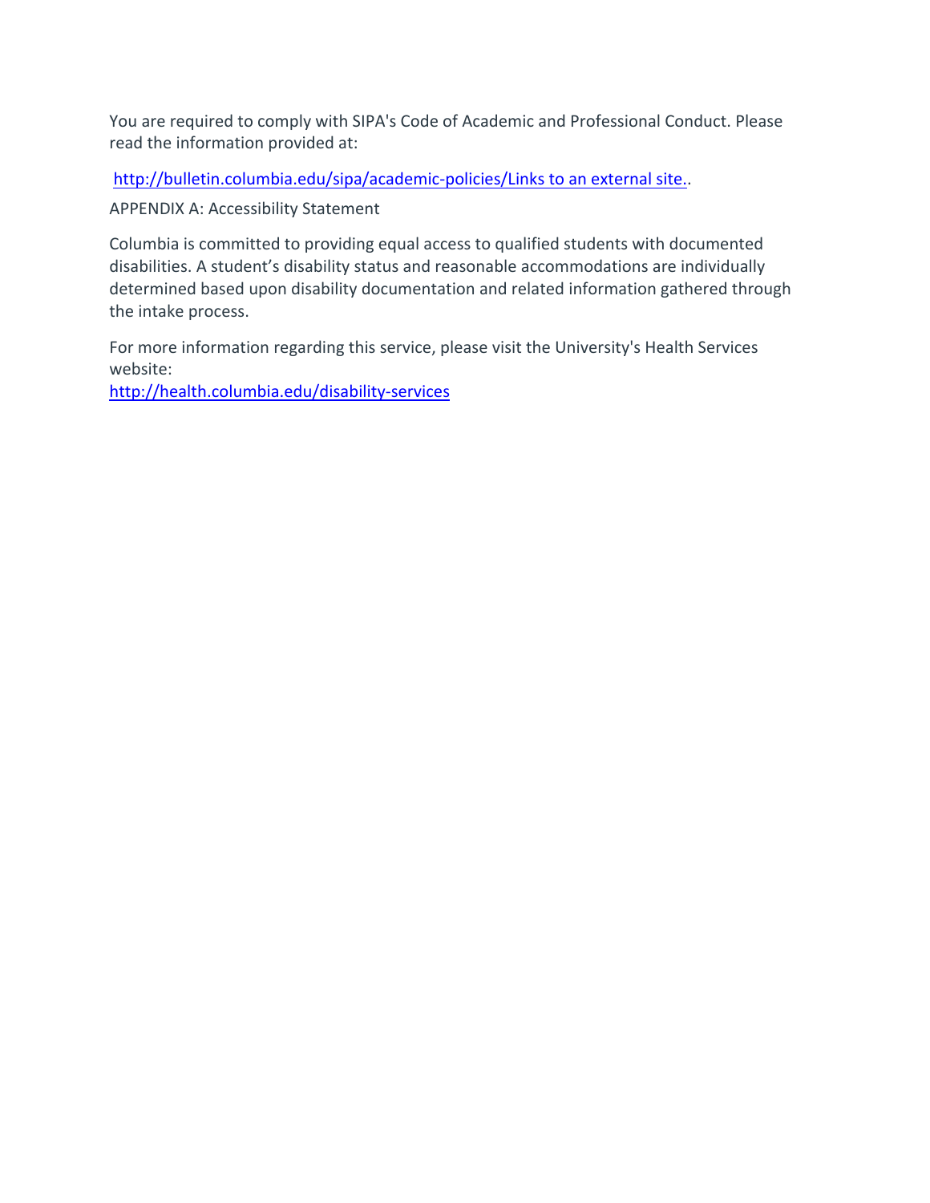You are required to comply with SIPA's Code of Academic and Professional Conduct. Please read the information provided at:

[http://bulletin.columbia.edu/sipa/academic-policies/Links to an external site.](http://bulletin.columbia.edu/sipa/academic-policies/).

APPENDIX A: Accessibility Statement

Columbia is committed to providing equal access to qualified students with documented disabilities. A student's disability status and reasonable accommodations are individually determined based upon disability documentation and related information gathered through the intake process.

For more information regarding this service, please visit the University's Health Services website:
[http://health.columbia.edu/disability-services](http://health.columbia.edu/disability-services)